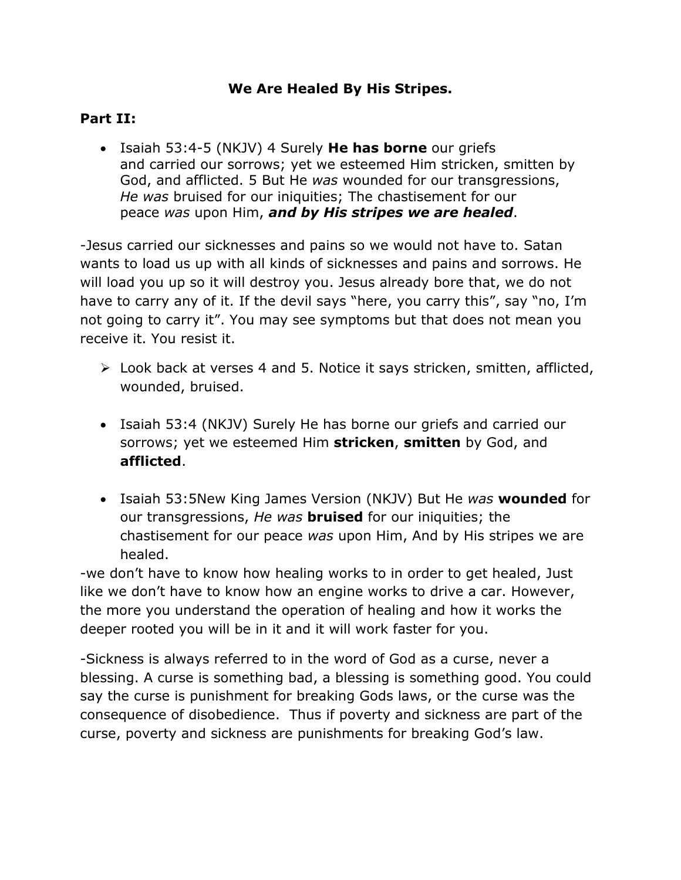**We Are Healed By His Stripes.**

**Part II:**

- Isaiah 53:4-5 (NKJV) 4 Surely **He has borne** our griefs and carried our sorrows; yet we esteemed Him stricken, smitten by God, and afflicted. 5 But He *was* wounded for our transgressions, *He was* bruised for our iniquities; The chastisement for our peace *was* upon Him, ***and by His stripes we are healed***.

-Jesus carried our sicknesses and pains so we would not have to. Satan wants to load us up with all kinds of sicknesses and pains and sorrows. He will load you up so it will destroy you. Jesus already bore that, we do not have to carry any of it. If the devil says "here, you carry this", say "no, I'm not going to carry it". You may see symptoms but that does not mean you receive it. You resist it.

- Look back at verses 4 and 5. Notice it says stricken, smitten, afflicted, wounded, bruised.

- Isaiah 53:4 (NKJV) Surely He has borne our griefs and carried our sorrows; yet we esteemed Him **stricken**, **smitten** by God, and **afflicted**.

- Isaiah 53:5New King James Version (NKJV) But He *was* **wounded** for our transgressions, *He was* **bruised** for our iniquities; the chastisement for our peace *was* upon Him, And by His stripes we are healed.

-we don't have to know how healing works to in order to get healed, Just like we don't have to know how an engine works to drive a car. However, the more you understand the operation of healing and how it works the deeper rooted you will be in it and it will work faster for you.

-Sickness is always referred to in the word of God as a curse, never a blessing. A curse is something bad, a blessing is something good. You could say the curse is punishment for breaking Gods laws, or the curse was the consequence of disobedience. Thus if poverty and sickness are part of the curse, poverty and sickness are punishments for breaking God's law.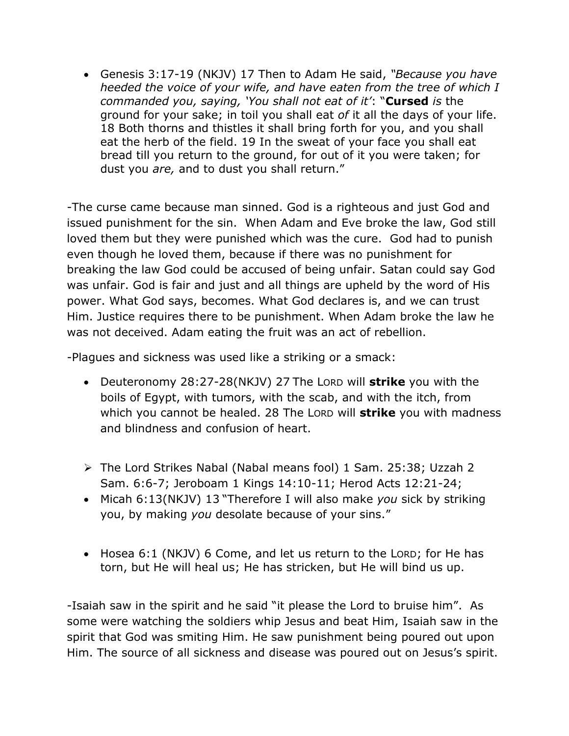- Genesis 3:17-19 (NKJV) 17 Then to Adam He said, *"Because you have heeded the voice of your wife, and have eaten from the tree of which I commanded you, saying, 'You shall not eat of it'*: "**Cursed** *is* the ground for your sake; in toil you shall eat *of* it all the days of your life. 18 Both thorns and thistles it shall bring forth for you, and you shall eat the herb of the field. 19 In the sweat of your face you shall eat bread till you return to the ground, for out of it you were taken; for dust you *are,* and to dust you shall return."

-The curse came because man sinned. God is a righteous and just God and issued punishment for the sin. When Adam and Eve broke the law, God still loved them but they were punished which was the cure. God had to punish even though he loved them, because if there was no punishment for breaking the law God could be accused of being unfair. Satan could say God was unfair. God is fair and just and all things are upheld by the word of His power. What God says, becomes. What God declares is, and we can trust Him. Justice requires there to be punishment. When Adam broke the law he was not deceived. Adam eating the fruit was an act of rebellion.

-Plagues and sickness was used like a striking or a smack:

- Deuteronomy 28:27-28(NKJV) 27 The LORD will **strike** you with the boils of Egypt, with tumors, with the scab, and with the itch, from which you cannot be healed. 28 The LORD will **strike** you with madness and blindness and confusion of heart.

- The Lord Strikes Nabal (Nabal means fool) 1 Sam. 25:38; Uzzah 2 Sam. 6:6-7; Jeroboam 1 Kings 14:10-11; Herod Acts 12:21-24;
- Micah 6:13(NKJV) 13 "Therefore I will also make *you* sick by striking you, by making *you* desolate because of your sins."

- Hosea 6:1 (NKJV) 6 Come, and let us return to the LORD; for He has torn, but He will heal us; He has stricken, but He will bind us up.

-Isaiah saw in the spirit and he said "it please the Lord to bruise him". As some were watching the soldiers whip Jesus and beat Him, Isaiah saw in the spirit that God was smiting Him. He saw punishment being poured out upon Him. The source of all sickness and disease was poured out on Jesus's spirit.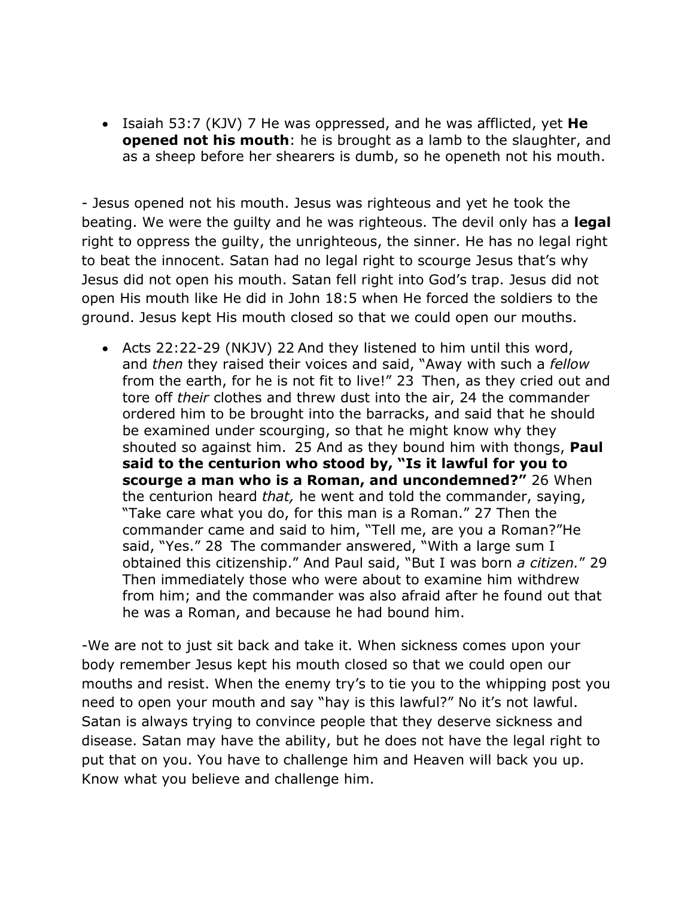- Isaiah 53:7 (KJV) 7 He was oppressed, and he was afflicted, yet **He opened not his mouth**: he is brought as a lamb to the slaughter, and as a sheep before her shearers is dumb, so he openeth not his mouth.

- Jesus opened not his mouth. Jesus was righteous and yet he took the beating. We were the guilty and he was righteous. The devil only has a **legal** right to oppress the guilty, the unrighteous, the sinner. He has no legal right to beat the innocent. Satan had no legal right to scourge Jesus that's why Jesus did not open his mouth. Satan fell right into God's trap. Jesus did not open His mouth like He did in John 18:5 when He forced the soldiers to the ground. Jesus kept His mouth closed so that we could open our mouths.

- Acts 22:22-29 (NKJV) 22 And they listened to him until this word, and *then* they raised their voices and said, "Away with such a *fellow* from the earth, for he is not fit to live!" 23 Then, as they cried out and tore off *their* clothes and threw dust into the air, 24 the commander ordered him to be brought into the barracks, and said that he should be examined under scourging, so that he might know why they shouted so against him. 25 And as they bound him with thongs, **Paul said to the centurion who stood by, "Is it lawful for you to scourge a man who is a Roman, and uncondemned?"** 26 When the centurion heard *that,* he went and told the commander, saying, "Take care what you do, for this man is a Roman." 27 Then the commander came and said to him, "Tell me, are you a Roman?"He said, "Yes." 28 The commander answered, "With a large sum I obtained this citizenship." And Paul said, "But I was born *a citizen.*" 29 Then immediately those who were about to examine him withdrew from him; and the commander was also afraid after he found out that he was a Roman, and because he had bound him.

-We are not to just sit back and take it. When sickness comes upon your body remember Jesus kept his mouth closed so that we could open our mouths and resist. When the enemy try's to tie you to the whipping post you need to open your mouth and say "hay is this lawful?" No it's not lawful. Satan is always trying to convince people that they deserve sickness and disease. Satan may have the ability, but he does not have the legal right to put that on you. You have to challenge him and Heaven will back you up. Know what you believe and challenge him.